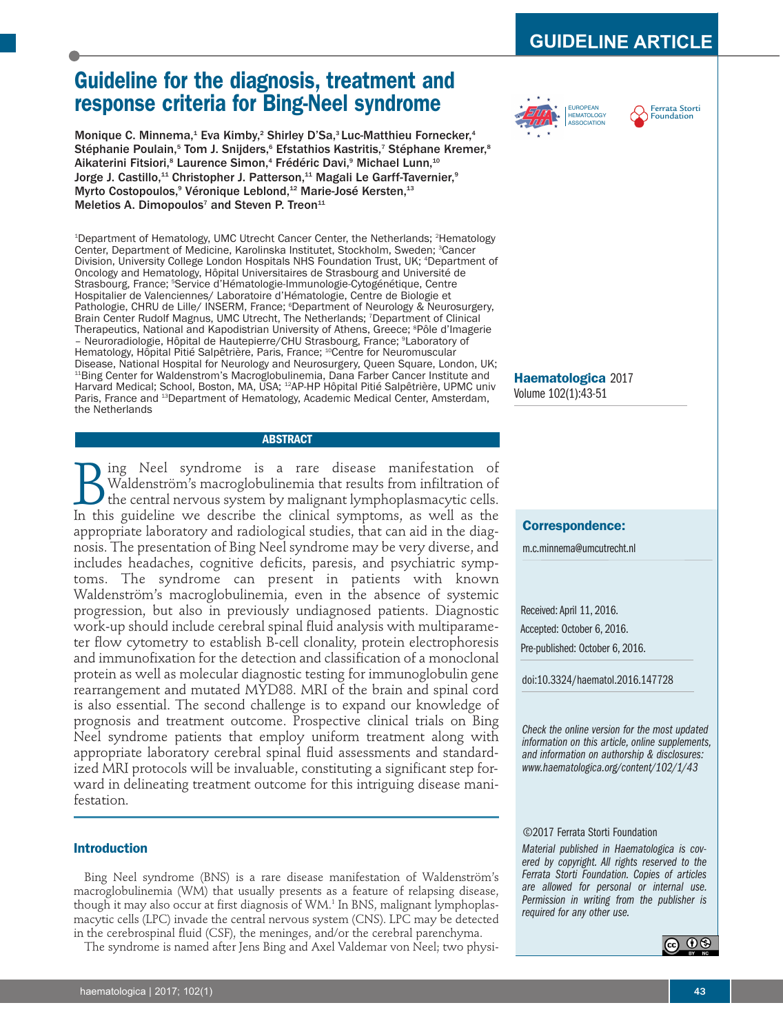GUIDELINE ARTICLE

# Guideline for the diagnosis, treatment and response criteria for Bing-Neel syndrome

**Monique C. Minnema,[1] Eva Kimby,[2] Shirley D'Sa,[3] Luc-Matthieu Fornecker,[4] Stéphanie Poulain,[5] Tom J. Snijders,[6] Efstathios Kastritis,[7] Stéphane Kremer,[8] Aikaterini Fitsiori,[8] Laurence Simon,[4] Frédéric Davi,[9] Michael Lunn,[10] Jorge J. Castillo,[11] Christopher J. Patterson,[11] Magali Le Garff-Tavernier,[9] Myrto Costopoulos,[9] Véronique Leblond,[12] Marie-José Kersten,[13] Meletios A. Dimopoulos[7] and Steven P. Treon[11]**

[1]Department of Hematology, UMC Utrecht Cancer Center, the Netherlands; [2]Hematology Center, Department of Medicine, Karolinska Institutet, Stockholm, Sweden; [3]Cancer Division, University College London Hospitals NHS Foundation Trust, UK; [4]Department of Oncology and Hematology, Hôpital Universitaires de Strasbourg and Université de Strasbourg, France; [5]Service d'Hématologie-Immunologie-Cytogénétique, Centre Hospitalier de Valenciennes/ Laboratoire d'Hématologie, Centre de Biologie et Pathologie, CHRU de Lille/ INSERM, France; [6]Department of Neurology & Neurosurgery, Brain Center Rudolf Magnus, UMC Utrecht, The Netherlands; [7]Department of Clinical Therapeutics, National and Kapodistrian University of Athens, Greece; [8]Pôle d'Imagerie – Neuroradiologie, Hôpital de Hautepierre/CHU Strasbourg, France; [9]Laboratory of Hematology, Hôpital Pitié Salpêtrière, Paris, France; [10]Centre for Neuromuscular Disease, National Hospital for Neurology and Neurosurgery, Queen Square, London, UK; [11]Bing Center for Waldenstrom's Macroglobulinemia, Dana Farber Cancer Institute and Harvard Medical; School, Boston, MA, USA; [12]AP-HP Hôpital Pitié Salpêtrière, UPMC univ Paris, France and [13]Department of Hematology, Academic Medical Center, Amsterdam, the Netherlands

**Haematologica** 2017
Volume 102(1):43-51

**Correspondence:**

m.c.minnema@umcutrecht.nl

Received: April 11, 2016.

Accepted: October 6, 2016.

Pre-published: October 6, 2016.

doi:10.3324/haematol.2016.147728

*Check the online version for the most updated information on this article, online supplements, and information on authorship & disclosures: www.haematologica.org/content/102/1/43*

©2017 Ferrata Storti Foundation

*Material published in Haematologica is covered by copyright. All rights reserved to the Ferrata Storti Foundation. Copies of articles are allowed for personal or internal use. Permission in writing from the publisher is required for any other use.*

## ABSTRACT

Bing Neel syndrome is a rare disease manifestation of Waldenström's macroglobulinemia that results from infiltration of the central nervous system by malignant lymphoplasmacytic cells. In this guideline we describe the clinical symptoms, as well as the appropriate laboratory and radiological studies, that can aid in the diagnosis. The presentation of Bing Neel syndrome may be very diverse, and includes headaches, cognitive deficits, paresis, and psychiatric symptoms. The syndrome can present in patients with known Waldenström's macroglobulinemia, even in the absence of systemic progression, but also in previously undiagnosed patients. Diagnostic work-up should include cerebral spinal fluid analysis with multiparameter flow cytometry to establish B-cell clonality, protein electrophoresis and immunofixation for the detection and classification of a monoclonal protein as well as molecular diagnostic testing for immunoglobulin gene rearrangement and mutated MYD88. MRI of the brain and spinal cord is also essential. The second challenge is to expand our knowledge of prognosis and treatment outcome. Prospective clinical trials on Bing Neel syndrome patients that employ uniform treatment along with appropriate laboratory cerebral spinal fluid assessments and standardized MRI protocols will be invaluable, constituting a significant step forward in delineating treatment outcome for this intriguing disease manifestation.

## Introduction

Bing Neel syndrome (BNS) is a rare disease manifestation of Waldenström's macroglobulinemia (WM) that usually presents as a feature of relapsing disease, though it may also occur at first diagnosis of WM.[1] In BNS, malignant lymphoplasmacytic cells (LPC) invade the central nervous system (CNS). LPC may be detected in the cerebrospinal fluid (CSF), the meninges, and/or the cerebral parenchyma.

The syndrome is named after Jens Bing and Axel Valdemar von Neel; two physi-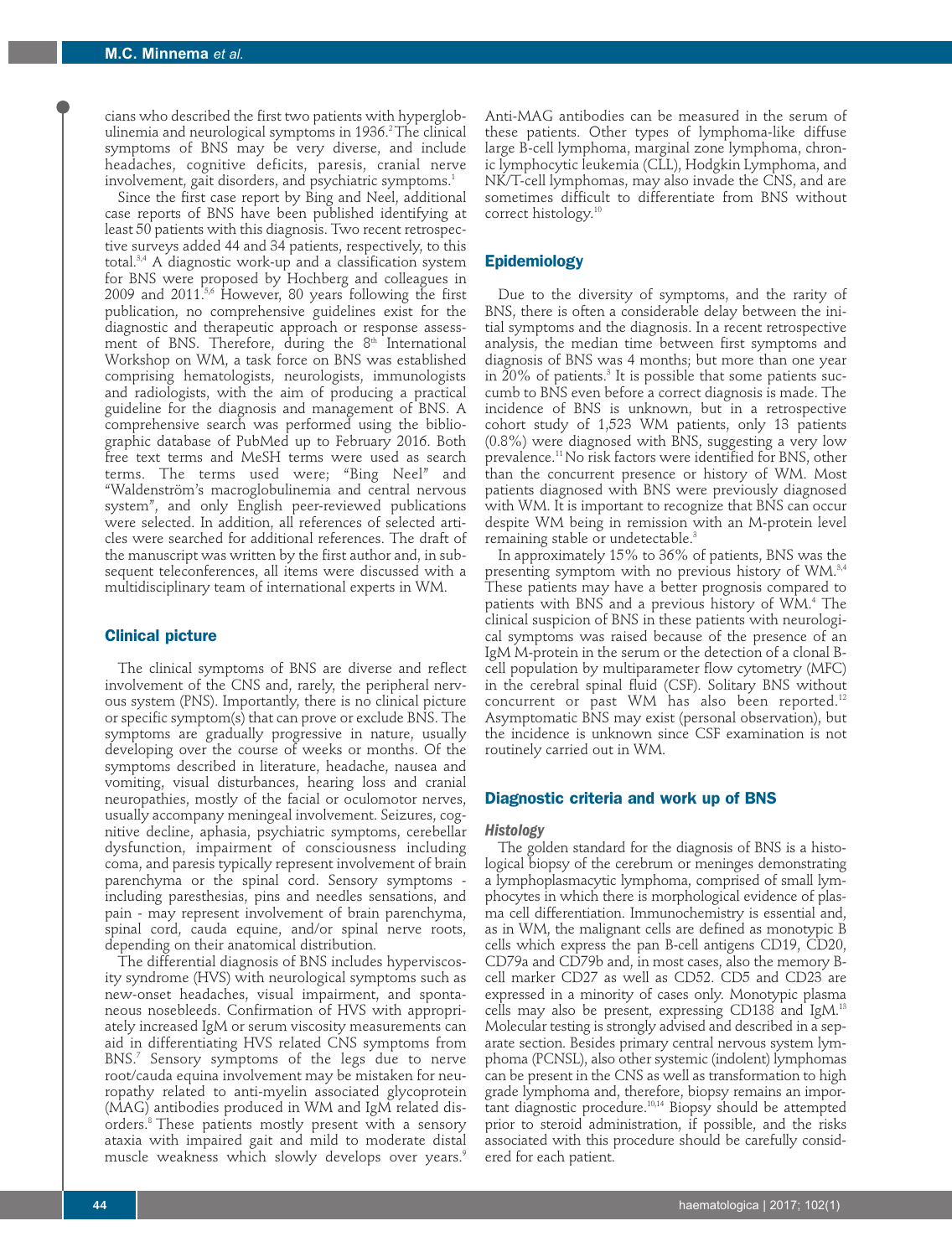cians who described the first two patients with hyperglobulinemia and neurological symptoms in 1936.[2] The clinical symptoms of BNS may be very diverse, and include headaches, cognitive deficits, paresis, cranial nerve involvement, gait disorders, and psychiatric symptoms.[1]

Since the first case report by Bing and Neel, additional case reports of BNS have been published identifying at least 50 patients with this diagnosis. Two recent retrospective surveys added 44 and 34 patients, respectively, to this total.[3,4] A diagnostic work-up and a classification system for BNS were proposed by Hochberg and colleagues in 2009 and 2011.[5,6] However, 80 years following the first publication, no comprehensive guidelines exist for the diagnostic and therapeutic approach or response assessment of BNS. Therefore, during the 8th International Workshop on WM, a task force on BNS was established comprising hematologists, neurologists, immunologists and radiologists, with the aim of producing a practical guideline for the diagnosis and management of BNS. A comprehensive search was performed using the bibliographic database of PubMed up to February 2016. Both free text terms and MeSH terms were used as search terms. The terms used were; "Bing Neel" and "Waldenström's macroglobulinemia and central nervous system", and only English peer-reviewed publications were selected. In addition, all references of selected articles were searched for additional references. The draft of the manuscript was written by the first author and, in subsequent teleconferences, all items were discussed with a multidisciplinary team of international experts in WM.

## Clinical picture

The clinical symptoms of BNS are diverse and reflect involvement of the CNS and, rarely, the peripheral nervous system (PNS). Importantly, there is no clinical picture or specific symptom(s) that can prove or exclude BNS. The symptoms are gradually progressive in nature, usually developing over the course of weeks or months. Of the symptoms described in literature, headache, nausea and vomiting, visual disturbances, hearing loss and cranial neuropathies, mostly of the facial or oculomotor nerves, usually accompany meningeal involvement. Seizures, cognitive decline, aphasia, psychiatric symptoms, cerebellar dysfunction, impairment of consciousness including coma, and paresis typically represent involvement of brain parenchyma or the spinal cord. Sensory symptoms - including paresthesias, pins and needles sensations, and pain - may represent involvement of brain parenchyma, spinal cord, cauda equine, and/or spinal nerve roots, depending on their anatomical distribution.

The differential diagnosis of BNS includes hyperviscosity syndrome (HVS) with neurological symptoms such as new-onset headaches, visual impairment, and spontaneous nosebleeds. Confirmation of HVS with appropriately increased IgM or serum viscosity measurements can aid in differentiating HVS related CNS symptoms from BNS.[7] Sensory symptoms of the legs due to nerve root/cauda equina involvement may be mistaken for neuropathy related to anti-myelin associated glycoprotein (MAG) antibodies produced in WM and IgM related disorders.[8] These patients mostly present with a sensory ataxia with impaired gait and mild to moderate distal muscle weakness which slowly develops over years.[9] Anti-MAG antibodies can be measured in the serum of these patients. Other types of lymphoma-like diffuse large B-cell lymphoma, marginal zone lymphoma, chronic lymphocytic leukemia (CLL), Hodgkin Lymphoma, and NK/T-cell lymphomas, may also invade the CNS, and are sometimes difficult to differentiate from BNS without correct histology.[10]

## Epidemiology

Due to the diversity of symptoms, and the rarity of BNS, there is often a considerable delay between the initial symptoms and the diagnosis. In a recent retrospective analysis, the median time between first symptoms and diagnosis of BNS was 4 months; but more than one year in 20% of patients.[3] It is possible that some patients succumb to BNS even before a correct diagnosis is made. The incidence of BNS is unknown, but in a retrospective cohort study of 1,523 WM patients, only 13 patients (0.8%) were diagnosed with BNS, suggesting a very low prevalence.[11] No risk factors were identified for BNS, other than the concurrent presence or history of WM. Most patients diagnosed with BNS were previously diagnosed with WM. It is important to recognize that BNS can occur despite WM being in remission with an M-protein level remaining stable or undetectable.[3]

In approximately 15% to 36% of patients, BNS was the presenting symptom with no previous history of WM.[3,4] These patients may have a better prognosis compared to patients with BNS and a previous history of WM.[4] The clinical suspicion of BNS in these patients with neurological symptoms was raised because of the presence of an IgM M-protein in the serum or the detection of a clonal B-cell population by multiparameter flow cytometry (MFC) in the cerebral spinal fluid (CSF). Solitary BNS without concurrent or past WM has also been reported.[12] Asymptomatic BNS may exist (personal observation), but the incidence is unknown since CSF examination is not routinely carried out in WM.

## Diagnostic criteria and work up of BNS

### *Histology*

The golden standard for the diagnosis of BNS is a histological biopsy of the cerebrum or meninges demonstrating a lymphoplasmacytic lymphoma, comprised of small lymphocytes in which there is morphological evidence of plasma cell differentiation. Immunochemistry is essential and, as in WM, the malignant cells are defined as monotypic B cells which express the pan B-cell antigens CD19, CD20, CD79a and CD79b and, in most cases, also the memory B-cell marker CD27 as well as CD52. CD5 and CD23 are expressed in a minority of cases only. Monotypic plasma cells may also be present, expressing CD138 and IgM.[13] Molecular testing is strongly advised and described in a separate section. Besides primary central nervous system lymphoma (PCNSL), also other systemic (indolent) lymphomas can be present in the CNS as well as transformation to high grade lymphoma and, therefore, biopsy remains an important diagnostic procedure.[10,14] Biopsy should be attempted prior to steroid administration, if possible, and the risks associated with this procedure should be carefully considered for each patient.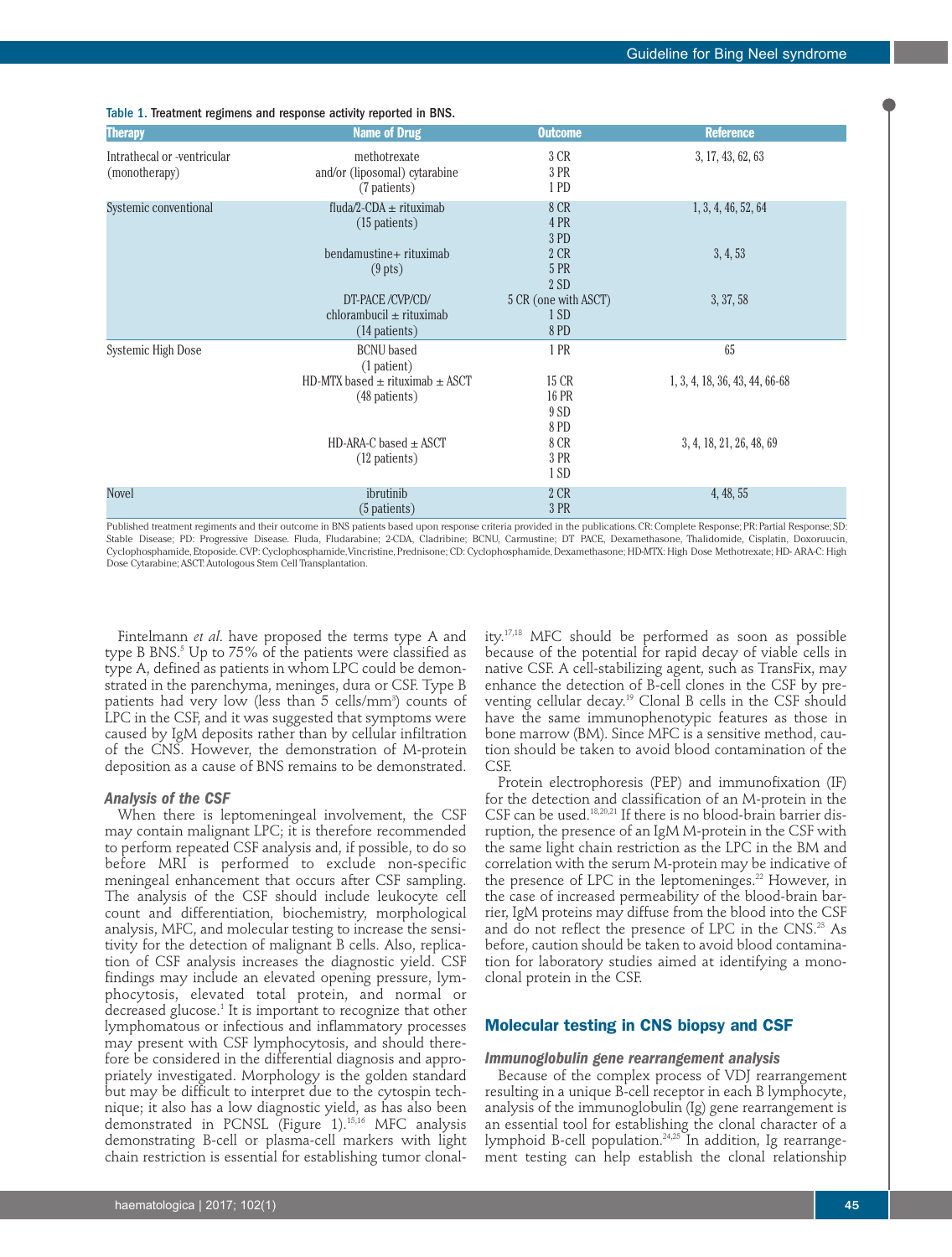Table 1. Treatment regimens and response activity reported in BNS.

| Therapy | Name of Drug | Outcome | Reference |
|---|---|---|---|
| Intrathecal or -ventricular (monotherapy) | methotrexate and/or (liposomal) cytarabine (7 patients) | 3 CR 3 PR 1 PD | 3, 17, 43, 62, 63 |
| Systemic conventional | fluda/2-CDA ± rituximab (15 patients) | 8 CR 4 PR 3 PD | 1, 3, 4, 46, 52, 64 |
| | bendamustine+ rituximab (9 pts) | 2 CR 5 PR 2 SD | 3, 4, 53 |
| | DT-PACE /CVP/CD/ chlorambucil ± rituximab (14 patients) | 5 CR (one with ASCT) 1 SD 8 PD | 3, 37, 58 |
| Systemic High Dose | BCNU based (1 patient) | 1 PR | 65 |
| | HD-MTX based ± rituximab ± ASCT (48 patients) | 15 CR 16 PR 9 SD 8 PD | 1, 3, 4, 18, 36, 43, 44, 66-68 |
| | HD-ARA-C based ± ASCT (12 patients) | 8 CR 3 PR 1 SD | 3, 4, 18, 21, 26, 48, 69 |
| Novel | ibrutinib (5 patients) | 2 CR 3 PR | 4, 48, 55 |

Published treatment regimens and their outcome in BNS patients based upon response criteria provided in the publications. CR: Complete Response; PR: Partial Response; SD: Stable Disease; PD: Progressive Disease. Fluda, Fludarabine; 2-CDA, Cladribine; BCNU, Carmustine; DT PACE, Dexamethasone, Thalidomide, Cisplatin, Doxoruucin, Cyclophosphamide, Etoposide. CVP: Cyclophosphamide, Vincristine, Prednisone; CD: Cyclophosphamide, Dexamethasone; HD-MTX: High Dose Methotrexate; HD- ARA-C: High Dose Cytarabine; ASCT: Autologous Stem Cell Transplantation.

Fintelmann *et al*. have proposed the terms type A and type B BNS.[5] Up to 75% of the patients were classified as type A, defined as patients in whom LPC could be demonstrated in the parenchyma, meninges, dura or CSF. Type B patients had very low (less than 5 cells/mm$^3$) counts of LPC in the CSF, and it was suggested that symptoms were caused by IgM deposits rather than by cellular infiltration of the CNS. However, the demonstration of M-protein deposition as a cause of BNS remains to be demonstrated.

### *Analysis of the CSF*

When there is leptomeningeal involvement, the CSF may contain malignant LPC; it is therefore recommended to perform repeated CSF analysis and, if possible, to do so before MRI is performed to exclude non-specific meningeal enhancement that occurs after CSF sampling. The analysis of the CSF should include leukocyte cell count and differentiation, biochemistry, morphological analysis, MFC, and molecular testing to increase the sensitivity for the detection of malignant B cells. Also, replication of CSF analysis increases the diagnostic yield. CSF findings may include an elevated opening pressure, lymphocytosis, elevated total protein, and normal or decreased glucose.[1] It is important to recognize that other lymphomatous or infectious and inflammatory processes may present with CSF lymphocytosis, and should therefore be considered in the differential diagnosis and appropriately investigated. Morphology is the golden standard but may be difficult to interpret due to the cytospin technique; it also has a low diagnostic yield, as has also been demonstrated in PCNSL (Figure 1).[15,16] MFC analysis demonstrating B-cell or plasma-cell markers with light chain restriction is essential for establishing tumor clonality.[17,18] MFC should be performed as soon as possible because of the potential for rapid decay of viable cells in native CSF. A cell-stabilizing agent, such as TransFix, may enhance the detection of B-cell clones in the CSF by preventing cellular decay.[19] Clonal B cells in the CSF should have the same immunophenotypic features as those in bone marrow (BM). Since MFC is a sensitive method, caution should be taken to avoid blood contamination of the CSF.

Protein electrophoresis (PEP) and immunofixation (IF) for the detection and classification of an M-protein in the CSF can be used.[18,20,21] If there is no blood-brain barrier disruption, the presence of an IgM M-protein in the CSF with the same light chain restriction as the LPC in the BM and correlation with the serum M-protein may be indicative of the presence of LPC in the leptomeninges.[22] However, in the case of increased permeability of the blood-brain barrier, IgM proteins may diffuse from the blood into the CSF and do not reflect the presence of LPC in the CNS.[23] As before, caution should be taken to avoid blood contamination for laboratory studies aimed at identifying a monoclonal protein in the CSF.

## Molecular testing in CNS biopsy and CSF

### *Immunoglobulin gene rearrangement analysis*

Because of the complex process of VDJ rearrangement resulting in a unique B-cell receptor in each B lymphocyte, analysis of the immunoglobulin (Ig) gene rearrangement is an essential tool for establishing the clonal character of a lymphoid B-cell population.[24,25] In addition, Ig rearrangement testing can help establish the clonal relationship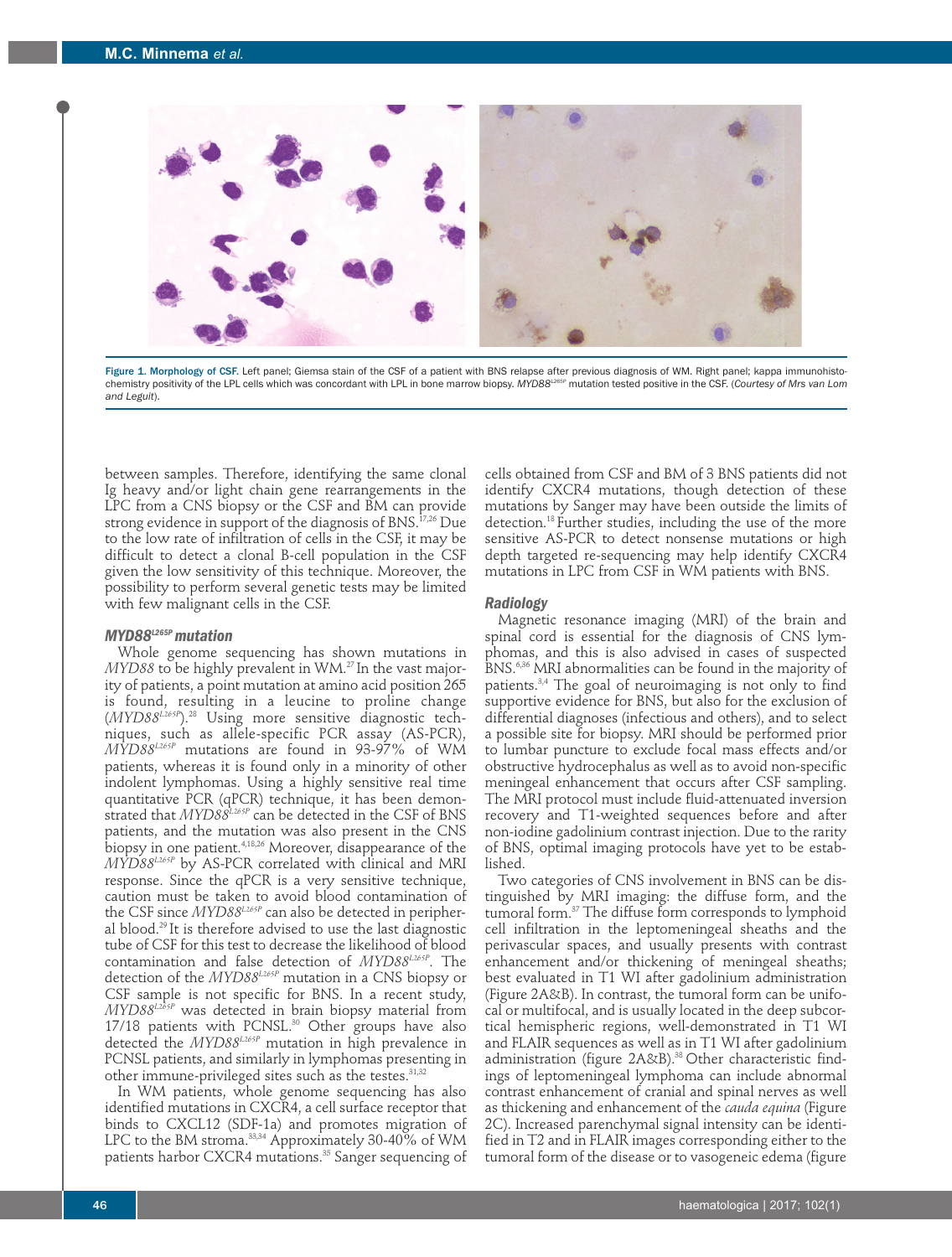Figure 1. Morphology of CSF. Left panel; Giemsa stain of the CSF of a patient with BNS relapse after previous diagnosis of WM. Right panel; kappa immunohistochemistry positivity of the LPL cells which was concordant with LPL in bone marrow biopsy. *MYD88*$^{L265P}$ mutation tested positive in the CSF. (*Courtesy of Mrs van Lom and Leguit*).

between samples. Therefore, identifying the same clonal Ig heavy and/or light chain gene rearrangements in the LPC from a CNS biopsy or the CSF and BM can provide strong evidence in support of the diagnosis of BNS.[17,26] Due to the low rate of infiltration of cells in the CSF, it may be difficult to detect a clonal B-cell population in the CSF given the low sensitivity of this technique. Moreover, the possibility to perform several genetic tests may be limited with few malignant cells in the CSF.

### *MYD88*$^{L265P}$ mutation

Whole genome sequencing has shown mutations in *MYD88* to be highly prevalent in WM.[27] In the vast majority of patients, a point mutation at amino acid position 265 is found, resulting in a leucine to proline change (*MYD88*$^{L265P}$).[28] Using more sensitive diagnostic techniques, such as allele-specific PCR assay (AS-PCR), *MYD88*$^{L265P}$ mutations are found in 93-97% of WM patients, whereas it is found only in a minority of other indolent lymphomas. Using a highly sensitive real time quantitative PCR (qPCR) technique, it has been demonstrated that *MYD88*$^{L265P}$ can be detected in the CSF of BNS patients, and the mutation was also present in the CNS biopsy in one patient.[4,18,26] Moreover, disappearance of the *MYD88*$^{L265P}$ by AS-PCR correlated with clinical and MRI response. Since the qPCR is a very sensitive technique, caution must be taken to avoid blood contamination of the CSF since *MYD88*$^{L265P}$ can also be detected in peripheral blood.[29] It is therefore advised to use the last diagnostic tube of CSF for this test to decrease the likelihood of blood contamination and false detection of *MYD88*$^{L265P}$. The detection of the *MYD88*$^{L265P}$ mutation in a CNS biopsy or CSF sample is not specific for BNS. In a recent study, *MYD88*$^{L265P}$ was detected in brain biopsy material from 17/18 patients with PCNSL.[30] Other groups have also detected the *MYD88*$^{L265P}$ mutation in high prevalence in PCNSL patients, and similarly in lymphomas presenting in other immune-privileged sites such as the testes.[31,32]

In WM patients, whole genome sequencing has also identified mutations in CXCR4, a cell surface receptor that binds to CXCL12 (SDF-1a) and promotes migration of LPC to the BM stroma.[33,34] Approximately 30-40% of WM patients harbor CXCR4 mutations.[35] Sanger sequencing of cells obtained from CSF and BM of 3 BNS patients did not identify CXCR4 mutations, though detection of these mutations by Sanger may have been outside the limits of detection.[18] Further studies, including the use of the more sensitive AS-PCR to detect nonsense mutations or high depth targeted re-sequencing may help identify CXCR4 mutations in LPC from CSF in WM patients with BNS.

### Radiology

Magnetic resonance imaging (MRI) of the brain and spinal cord is essential for the diagnosis of CNS lymphomas, and this is also advised in cases of suspected BNS.[6,36] MRI abnormalities can be found in the majority of patients.[3,4] The goal of neuroimaging is not only to find supportive evidence for BNS, but also for the exclusion of differential diagnoses (infectious and others), and to select a possible site for biopsy. MRI should be performed prior to lumbar puncture to exclude focal mass effects and/or obstructive hydrocephalus as well as to avoid non-specific meningeal enhancement that occurs after CSF sampling. The MRI protocol must include fluid-attenuated inversion recovery and T1-weighted sequences before and after non-iodine gadolinium contrast injection. Due to the rarity of BNS, optimal imaging protocols have yet to be established.

Two categories of CNS involvement in BNS can be distinguished by MRI imaging: the diffuse form, and the tumoral form.[37] The diffuse form corresponds to lymphoid cell infiltration in the leptomeningeal sheaths and the perivascular spaces, and usually presents with contrast enhancement and/or thickening of meningeal sheaths; best evaluated in T1 WI after gadolinium administration (Figure 2A&B). In contrast, the tumoral form can be unifocal or multifocal, and is usually located in the deep subcortical hemispheric regions, well-demonstrated in T1 WI and FLAIR sequences as well as in T1 WI after gadolinium administration (figure 2A&B).[38] Other characteristic findings of leptomeningeal lymphoma can include abnormal contrast enhancement of cranial and spinal nerves as well as thickening and enhancement of the *cauda equina* (Figure 2C). Increased parenchymal signal intensity can be identified in T2 and in FLAIR images corresponding either to the tumoral form of the disease or to vasogeneic edema (figure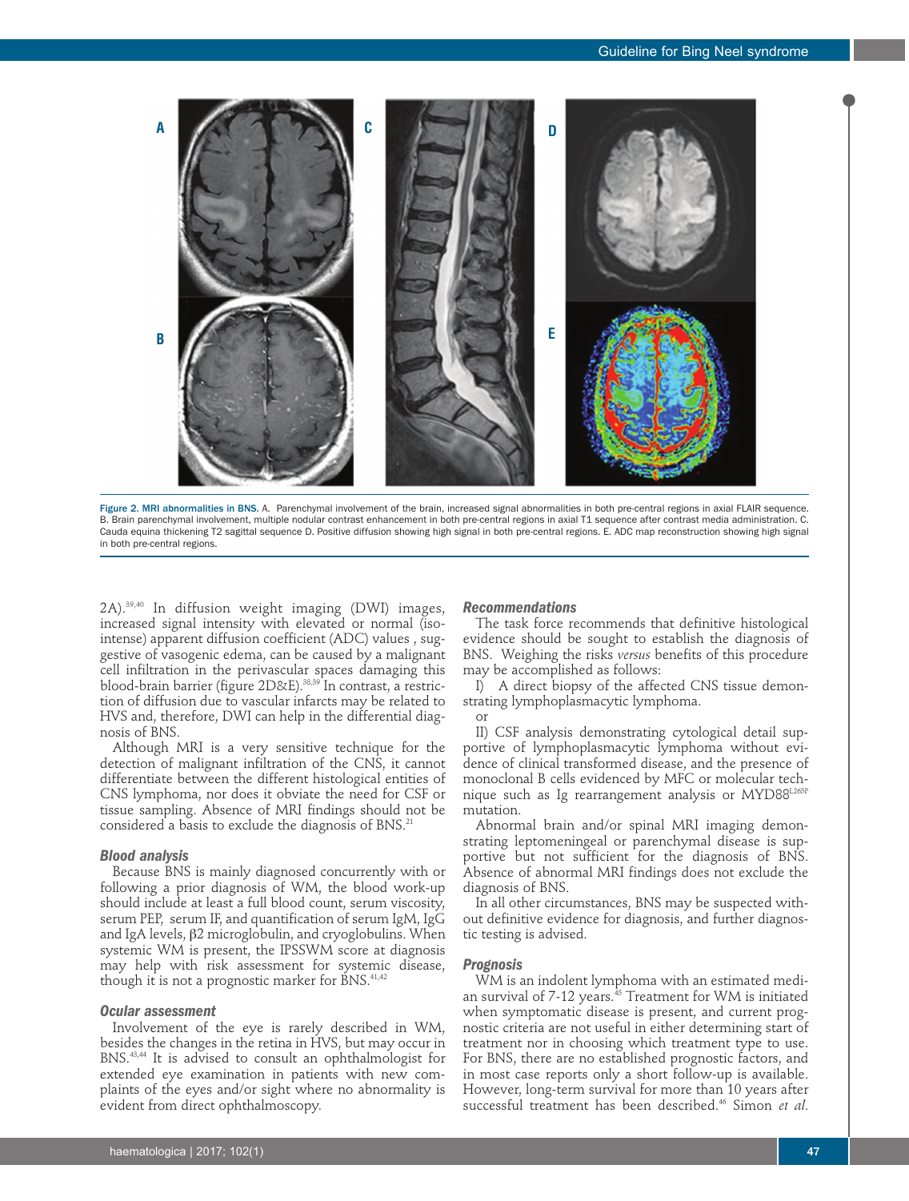Figure 2. MRI abnormalities in BNS. A. Parenchymal involvement of the brain, increased signal abnormalities in both pre-central regions in axial FLAIR sequence. B. Brain parenchymal involvement, multiple nodular contrast enhancement in both pre-central regions in axial T1 sequence after contrast media administration. C. Cauda equina thickening T2 sagittal sequence D. Positive diffusion showing high signal in both pre-central regions. E. ADC map reconstruction showing high signal in both pre-central regions.

2A).[39,40] In diffusion weight imaging (DWI) images, increased signal intensity with elevated or normal (iso-intense) apparent diffusion coefficient (ADC) values , suggestive of vasogenic edema, can be caused by a malignant cell infiltration in the perivascular spaces damaging this blood-brain barrier (figure 2D&E).[38,39] In contrast, a restriction of diffusion due to vascular infarcts may be related to HVS and, therefore, DWI can help in the differential diagnosis of BNS.

Although MRI is a very sensitive technique for the detection of malignant infiltration of the CNS, it cannot differentiate between the different histological entities of CNS lymphoma, nor does it obviate the need for CSF or tissue sampling. Absence of MRI findings should not be considered a basis to exclude the diagnosis of BNS.[21]

### Blood analysis

Because BNS is mainly diagnosed concurrently with or following a prior diagnosis of WM, the blood work-up should include at least a full blood count, serum viscosity, serum PEP, serum IF, and quantification of serum IgM, IgG and IgA levels, β2 microglobulin, and cryoglobulins. When systemic WM is present, the IPSSWM score at diagnosis may help with risk assessment for systemic disease, though it is not a prognostic marker for BNS.[41,42]

### Ocular assessment

Involvement of the eye is rarely described in WM, besides the changes in the retina in HVS, but may occur in BNS.[43,44] It is advised to consult an ophthalmologist for extended eye examination in patients with new complaints of the eyes and/or sight where no abnormality is evident from direct ophthalmoscopy.

### Recommendations

The task force recommends that definitive histological evidence should be sought to establish the diagnosis of BNS. Weighing the risks *versus* benefits of this procedure may be accomplished as follows:

I) A direct biopsy of the affected CNS tissue demonstrating lymphoplasmacytic lymphoma.

or

II) CSF analysis demonstrating cytological detail supportive of lymphoplasmacytic lymphoma without evidence of clinical transformed disease, and the presence of monoclonal B cells evidenced by MFC or molecular technique such as Ig rearrangement analysis or MYD88$^{L265P}$ mutation.

Abnormal brain and/or spinal MRI imaging demonstrating leptomeningeal or parenchymal disease is supportive but not sufficient for the diagnosis of BNS. Absence of abnormal MRI findings does not exclude the diagnosis of BNS.

In all other circumstances, BNS may be suspected without definitive evidence for diagnosis, and further diagnostic testing is advised.

### Prognosis

WM is an indolent lymphoma with an estimated median survival of 7-12 years.[45] Treatment for WM is initiated when symptomatic disease is present, and current prognostic criteria are not useful in either determining start of treatment nor in choosing which treatment type to use. For BNS, there are no established prognostic factors, and in most case reports only a short follow-up is available. However, long-term survival for more than 10 years after successful treatment has been described.[46] Simon *et al.*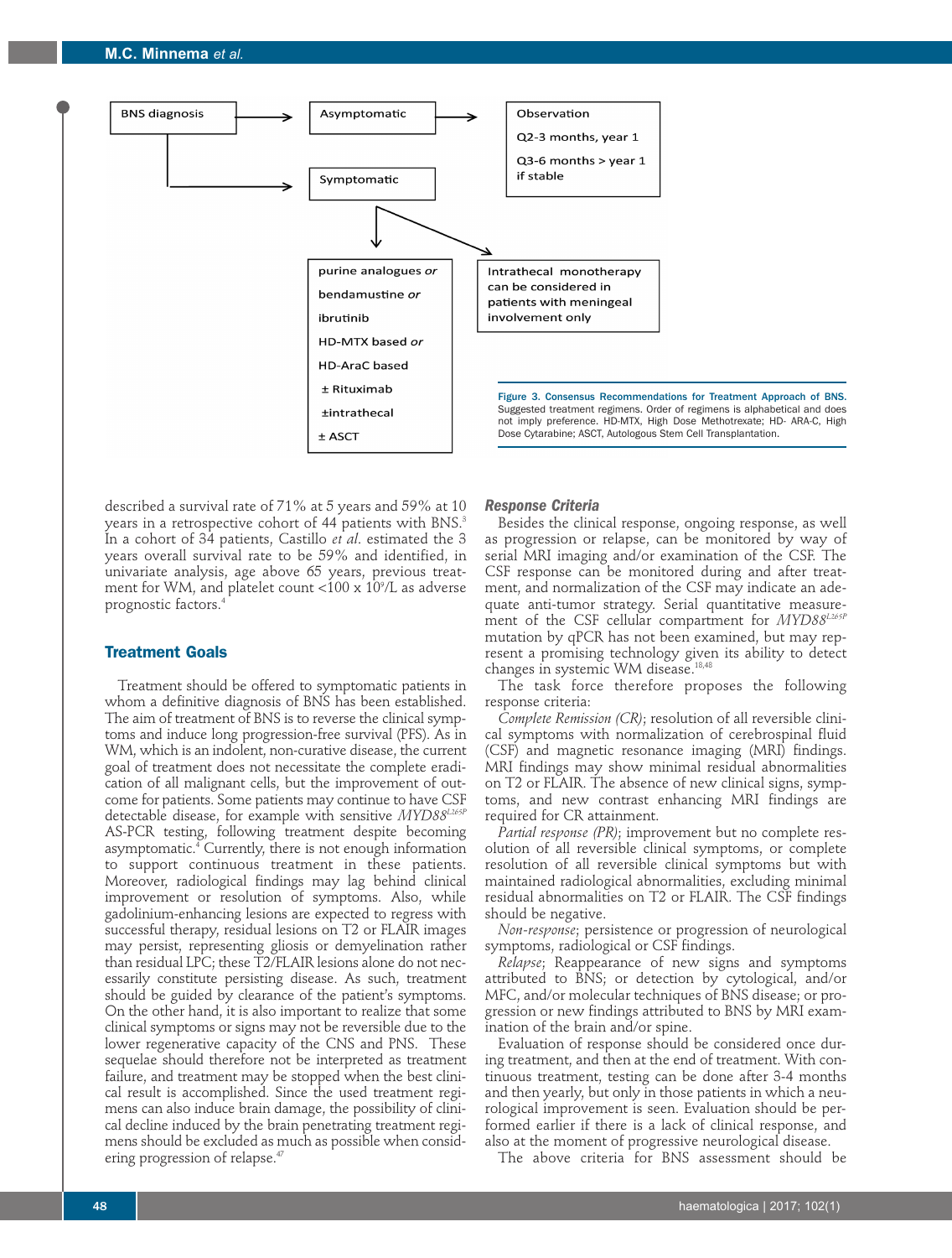BNS diagnosis → Asymptomatic → Observation: Q2-3 months, year 1; Q3-6 months > year 1 if stable

BNS diagnosis → Symptomatic → purine analogues *or* bendamustine *or* ibrutinib; HD-MTX based *or* HD-AraC based; ± Rituximab; ±intrathecal; ± ASCT

Symptomatic → Intrathecal monotherapy can be considered in patients with meningeal involvement only

**Figure 3. Consensus Recommendations for Treatment Approach of BNS.** Suggested treatment regimens. Order of regimens is alphabetical and does not imply preference. HD-MTX, High Dose Methotrexate; HD- ARA-C, High Dose Cytarabine; ASCT, Autologous Stem Cell Transplantation.

described a survival rate of 71% at 5 years and 59% at 10 years in a retrospective cohort of 44 patients with BNS.[3] In a cohort of 34 patients, Castillo *et al*. estimated the 3 years overall survival rate to be 59% and identified, in univariate analysis, age above 65 years, previous treatment for WM, and platelet count <100 x $10^9$/L as adverse prognostic factors.[4]

## Treatment Goals

Treatment should be offered to symptomatic patients in whom a definitive diagnosis of BNS has been established. The aim of treatment of BNS is to reverse the clinical symptoms and induce long progression-free survival (PFS). As in WM, which is an indolent, non-curative disease, the current goal of treatment does not necessitate the complete eradication of all malignant cells, but the improvement of outcome for patients. Some patients may continue to have CSF detectable disease, for example with sensitive *MYD88*[L265P] AS-PCR testing, following treatment despite becoming asymptomatic.[4] Currently, there is not enough information to support continuous treatment in these patients. Moreover, radiological findings may lag behind clinical improvement or resolution of symptoms. Also, while gadolinium-enhancing lesions are expected to regress with successful therapy, residual lesions on T2 or FLAIR images may persist, representing gliosis or demyelination rather than residual LPC; these T2/FLAIR lesions alone do not necessarily constitute persisting disease. As such, treatment should be guided by clearance of the patient's symptoms. On the other hand, it is also important to realize that some clinical symptoms or signs may not be reversible due to the lower regenerative capacity of the CNS and PNS. These sequelae should therefore not be interpreted as treatment failure, and treatment may be stopped when the best clinical result is accomplished. Since the used treatment regimens can also induce brain damage, the possibility of clinical decline induced by the brain penetrating treatment regimens should be excluded as much as possible when considering progression of relapse.[47]

### *Response Criteria*

Besides the clinical response, ongoing response, as well as progression or relapse, can be monitored by way of serial MRI imaging and/or examination of the CSF. The CSF response can be monitored during and after treatment, and normalization of the CSF may indicate an adequate anti-tumor strategy. Serial quantitative measurement of the CSF cellular compartment for *MYD88*[L265P] mutation by qPCR has not been examined, but may represent a promising technology given its ability to detect changes in systemic WM disease.[18,48]

The task force therefore proposes the following response criteria:

*Complete Remission (CR)*; resolution of all reversible clinical symptoms with normalization of cerebrospinal fluid (CSF) and magnetic resonance imaging (MRI) findings. MRI findings may show minimal residual abnormalities on T2 or FLAIR. The absence of new clinical signs, symptoms, and new contrast enhancing MRI findings are required for CR attainment.

*Partial response (PR)*; improvement but no complete resolution of all reversible clinical symptoms, or complete resolution of all reversible clinical symptoms but with maintained radiological abnormalities, excluding minimal residual abnormalities on T2 or FLAIR. The CSF findings should be negative.

*Non-response*; persistence or progression of neurological symptoms, radiological or CSF findings.

*Relapse*; Reappearance of new signs and symptoms attributed to BNS; or detection by cytological, and/or MFC, and/or molecular techniques of BNS disease; or progression or new findings attributed to BNS by MRI examination of the brain and/or spine.

Evaluation of response should be considered once during treatment, and then at the end of treatment. With continuous treatment, testing can be done after 3-4 months and then yearly, but only in those patients in which a neurological improvement is seen. Evaluation should be performed earlier if there is a lack of clinical response, and also at the moment of progressive neurological disease.

The above criteria for BNS assessment should be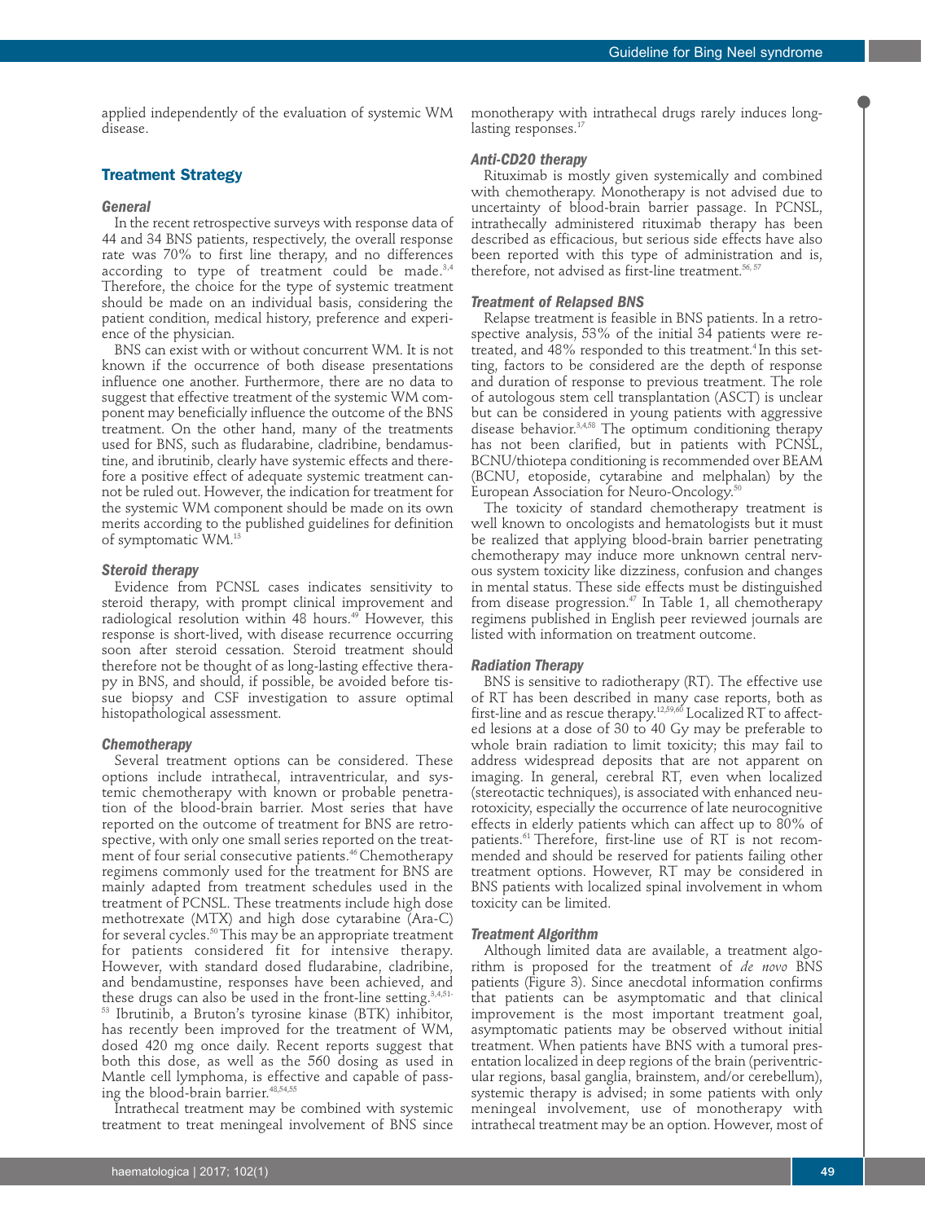applied independently of the evaluation of systemic WM disease.

## Treatment Strategy

### General

In the recent retrospective surveys with response data of 44 and 34 BNS patients, respectively, the overall response rate was 70% to first line therapy, and no differences according to type of treatment could be made.[3,4] Therefore, the choice for the type of systemic treatment should be made on an individual basis, considering the patient condition, medical history, preference and experience of the physician.

BNS can exist with or without concurrent WM. It is not known if the occurrence of both disease presentations influence one another. Furthermore, there are no data to suggest that effective treatment of the systemic WM component may beneficially influence the outcome of the BNS treatment. On the other hand, many of the treatments used for BNS, such as fludarabine, cladribine, bendamustine, and ibrutinib, clearly have systemic effects and therefore a positive effect of adequate systemic treatment cannot be ruled out. However, the indication for treatment for the systemic WM component should be made on its own merits according to the published guidelines for definition of symptomatic WM.[13]

### Steroid therapy

Evidence from PCNSL cases indicates sensitivity to steroid therapy, with prompt clinical improvement and radiological resolution within 48 hours.[49] However, this response is short-lived, with disease recurrence occurring soon after steroid cessation. Steroid treatment should therefore not be thought of as long-lasting effective therapy in BNS, and should, if possible, be avoided before tissue biopsy and CSF investigation to assure optimal histopathological assessment.

### Chemotherapy

Several treatment options can be considered. These options include intrathecal, intraventricular, and systemic chemotherapy with known or probable penetration of the blood-brain barrier. Most series that have reported on the outcome of treatment for BNS are retrospective, with only one small series reported on the treatment of four serial consecutive patients.[46] Chemotherapy regimens commonly used for the treatment for BNS are mainly adapted from treatment schedules used in the treatment of PCNSL. These treatments include high dose methotrexate (MTX) and high dose cytarabine (Ara-C) for several cycles.[50] This may be an appropriate treatment for patients considered fit for intensive therapy. However, with standard dosed fludarabine, cladribine, and bendamustine, responses have been achieved, and these drugs can also be used in the front-line setting.[3,4,51-53] Ibrutinib, a Bruton's tyrosine kinase (BTK) inhibitor, has recently been improved for the treatment of WM, dosed 420 mg once daily. Recent reports suggest that both this dose, as well as the 560 dosing as used in Mantle cell lymphoma, is effective and capable of passing the blood-brain barrier.[48,54,55]

Intrathecal treatment may be combined with systemic treatment to treat meningeal involvement of BNS since monotherapy with intrathecal drugs rarely induces long-lasting responses.[17]

### Anti-CD20 therapy

Rituximab is mostly given systemically and combined with chemotherapy. Monotherapy is not advised due to uncertainty of blood-brain barrier passage. In PCNSL, intrathecally administered rituximab therapy has been described as efficacious, but serious side effects have also been reported with this type of administration and is, therefore, not advised as first-line treatment.[56,57]

### Treatment of Relapsed BNS

Relapse treatment is feasible in BNS patients. In a retrospective analysis, 53% of the initial 34 patients were retreated, and 48% responded to this treatment.[4] In this setting, factors to be considered are the depth of response and duration of response to previous treatment. The role of autologous stem cell transplantation (ASCT) is unclear but can be considered in young patients with aggressive disease behavior.[3,4,58] The optimum conditioning therapy has not been clarified, but in patients with PCNSL, BCNU/thiotepa conditioning is recommended over BEAM (BCNU, etoposide, cytarabine and melphalan) by the European Association for Neuro-Oncology.[50]

The toxicity of standard chemotherapy treatment is well known to oncologists and hematologists but it must be realized that applying blood-brain barrier penetrating chemotherapy may induce more unknown central nervous system toxicity like dizziness, confusion and changes in mental status. These side effects must be distinguished from disease progression.[47] In Table 1, all chemotherapy regimens published in English peer reviewed journals are listed with information on treatment outcome.

### Radiation Therapy

BNS is sensitive to radiotherapy (RT). The effective use of RT has been described in many case reports, both as first-line and as rescue therapy.[12,59,60] Localized RT to affected lesions at a dose of 30 to 40 Gy may be preferable to whole brain radiation to limit toxicity; this may fail to address widespread deposits that are not apparent on imaging. In general, cerebral RT, even when localized (stereotactic techniques), is associated with enhanced neurotoxicity, especially the occurrence of late neurocognitive effects in elderly patients which can affect up to 80% of patients.[61] Therefore, first-line use of RT is not recommended and should be reserved for patients failing other treatment options. However, RT may be considered in BNS patients with localized spinal involvement in whom toxicity can be limited.

### Treatment Algorithm

Although limited data are available, a treatment algorithm is proposed for the treatment of *de novo* BNS patients (Figure 3). Since anecdotal information confirms that patients can be asymptomatic and that clinical improvement is the most important treatment goal, asymptomatic patients may be observed without initial treatment. When patients have BNS with a tumoral presentation localized in deep regions of the brain (periventricular regions, basal ganglia, brainstem, and/or cerebellum), systemic therapy is advised; in some patients with only meningeal involvement, use of monotherapy with intrathecal treatment may be an option. However, most of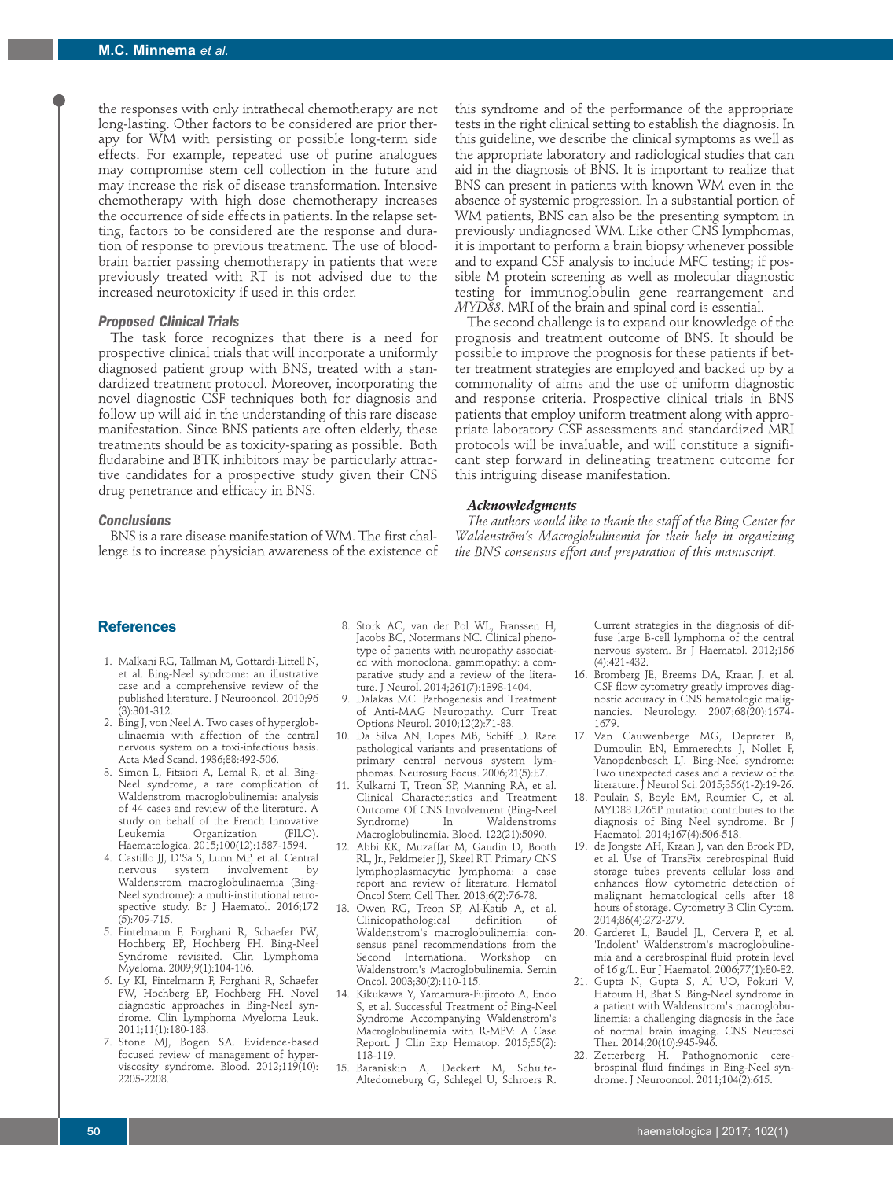the responses with only intrathecal chemotherapy are not long-lasting. Other factors to be considered are prior therapy for WM with persisting or possible long-term side effects. For example, repeated use of purine analogues may compromise stem cell collection in the future and may increase the risk of disease transformation. Intensive chemotherapy with high dose chemotherapy increases the occurrence of side effects in patients. In the relapse setting, factors to be considered are the response and duration of response to previous treatment. The use of blood-brain barrier passing chemotherapy in patients that were previously treated with RT is not advised due to the increased neurotoxicity if used in this order.

### Proposed Clinical Trials

The task force recognizes that there is a need for prospective clinical trials that will incorporate a uniformly diagnosed patient group with BNS, treated with a standardized treatment protocol. Moreover, incorporating the novel diagnostic CSF techniques both for diagnosis and follow up will aid in the understanding of this rare disease manifestation. Since BNS patients are often elderly, these treatments should be as toxicity-sparing as possible. Both fludarabine and BTK inhibitors may be particularly attractive candidates for a prospective study given their CNS drug penetrance and efficacy in BNS.

### Conclusions

BNS is a rare disease manifestation of WM. The first challenge is to increase physician awareness of the existence of this syndrome and of the performance of the appropriate tests in the right clinical setting to establish the diagnosis. In this guideline, we describe the clinical symptoms as well as the appropriate laboratory and radiological studies that can aid in the diagnosis of BNS. It is important to realize that BNS can present in patients with known WM even in the absence of systemic progression. In a substantial portion of WM patients, BNS can also be the presenting symptom in previously undiagnosed WM. Like other CNS lymphomas, it is important to perform a brain biopsy whenever possible and to expand CSF analysis to include MFC testing; if possible M protein screening as well as molecular diagnostic testing for immunoglobulin gene rearrangement and *MYD88*. MRI of the brain and spinal cord is essential.

The second challenge is to expand our knowledge of the prognosis and treatment outcome of BNS. It should be possible to improve the prognosis for these patients if better treatment strategies are employed and backed up by a commonality of aims and the use of uniform diagnostic and response criteria. Prospective clinical trials in BNS patients that employ uniform treatment along with appropriate laboratory CSF assessments and standardized MRI protocols will be invaluable, and will constitute a significant step forward in delineating treatment outcome for this intriguing disease manifestation.

#### Acknowledgments

*The authors would like to thank the staff of the Bing Center for Waldenström's Macroglobulinemia for their help in organizing the BNS consensus effort and preparation of this manuscript.*

## References

1. Malkani RG, Tallman M, Gottardi-Littell N, et al. Bing-Neel syndrome: an illustrative case and a comprehensive review of the published literature. J Neurooncol. 2010;96(3):301-312.
2. Bing J, von Neel A. Two cases of hyperglobulinaemia with affection of the central nervous system on a toxi-infectious basis. Acta Med Scand. 1936;88:492-506.
3. Simon L, Fitsiori A, Lemal R, et al. Bing-Neel syndrome, a rare complication of Waldenstrom macroglobulinemia: analysis of 44 cases and review of the literature. A study on behalf of the French Innovative Leukemia Organization (FILO). Haematologica. 2015;100(12):1587-1594.
4. Castillo JJ, D'Sa S, Lunn MP, et al. Central nervous system involvement by Waldenstrom macroglobulinaemia (Bing-Neel syndrome): a multi-institutional retrospective study. Br J Haematol. 2016;172(5):709-715.
5. Fintelmann F, Forghani R, Schaefer PW, Hochberg EP, Hochberg FH. Bing-Neel Syndrome revisited. Clin Lymphoma Myeloma. 2009;9(1):104-106.
6. Ly KI, Fintelmann F, Forghani R, Schaefer PW, Hochberg EP, Hochberg FH. Novel diagnostic approaches in Bing-Neel syndrome. Clin Lymphoma Myeloma Leuk. 2011;11(1):180-183.
7. Stone MJ, Bogen SA. Evidence-based focused review of management of hyperviscosity syndrome. Blood. 2012;119(10):2205-2208.
8. Stork AC, van der Pol WL, Franssen H, Jacobs BC, Notermans NC. Clinical phenotype of patients with neuropathy associated with monoclonal gammopathy: a comparative study and a review of the literature. J Neurol. 2014;261(7):1398-1404.
9. Dalakas MC. Pathogenesis and Treatment of Anti-MAG Neuropathy. Curr Treat Options Neurol. 2010;12(2):71-83.
10. Da Silva AN, Lopes MB, Schiff D. Rare pathological variants and presentations of primary central nervous system lymphomas. Neurosurg Focus. 2006;21(5):E7.
11. Kulkarni T, Treon SP, Manning RA, et al. Clinical Characteristics and Treatment Outcome Of CNS Involvement (Bing-Neel Syndrome) In Waldenstroms Macroglobulinemia. Blood. 122(21):5090.
12. Abbi KK, Muzaffar M, Gaudin D, Booth RL, Jr., Feldmeier JJ, Skeel RT. Primary CNS lymphoplasmacytic lymphoma: a case report and review of literature. Hematol Oncol Stem Cell Ther. 2013;6(2):76-78.
13. Owen RG, Treon SP, Al-Katib A, et al. Clinicopathological definition of Waldenstrom's macroglobulinemia: consensus panel recommendations from the Second International Workshop on Waldenstrom's Macroglobulinemia. Semin Oncol. 2003;30(2):110-115.
14. Kikukawa Y, Yamamura-Fujimoto A, Endo S, et al. Successful Treatment of Bing-Neel Syndrome Accompanying Waldenström's Macroglobulinemia with R-MPV: A Case Report. J Clin Exp Hematop. 2015;55(2):113-119.
15. Baraniskin A, Deckert M, Schulte-Altedorneburg G, Schlegel U, Schroers R. Current strategies in the diagnosis of diffuse large B-cell lymphoma of the central nervous system. Br J Haematol. 2012;156(4):421-432.
16. Bromberg JE, Breems DA, Kraan J, et al. CSF flow cytometry greatly improves diagnostic accuracy in CNS hematologic malignancies. Neurology. 2007;68(20):1674-1679.
17. Van Cauwenberge MG, Depreter B, Dumoulin EN, Emmerechts J, Nollet F, Vanopdenbosch LJ. Bing-Neel syndrome: Two unexpected cases and a review of the literature. J Neurol Sci. 2015;356(1-2):19-26.
18. Poulain S, Boyle EM, Roumier C, et al. MYD88 L265P mutation contributes to the diagnosis of Bing Neel syndrome. Br J Haematol. 2014;167(4):506-513.
19. de Jongste AH, Kraan J, van den Broek PD, et al. Use of TransFix cerebrospinal fluid storage tubes prevents cellular loss and enhances flow cytometric detection of malignant hematological cells after 18 hours of storage. Cytometry B Clin Cytom. 2014;86(4):272-279.
20. Garderet L, Baudel JL, Cervera P, et al. 'Indolent' Waldenström's macroglobulinemia and a cerebrospinal fluid protein level of 16 g/L. Eur J Haematol. 2006;77(1):80-82.
21. Gupta N, Gupta S, Al UO, Pokuri V, Hatoum H, Bhat S. Bing-Neel syndrome in a patient with Waldenstrom's macroglobulinemia: a challenging diagnosis in the face of normal brain imaging. CNS Neurosci Ther. 2014;20(10):945-946.
22. Zetterberg H. Pathognomonic cerebrospinal fluid findings in Bing-Neel syndrome. J Neurooncol. 2011;104(2):615.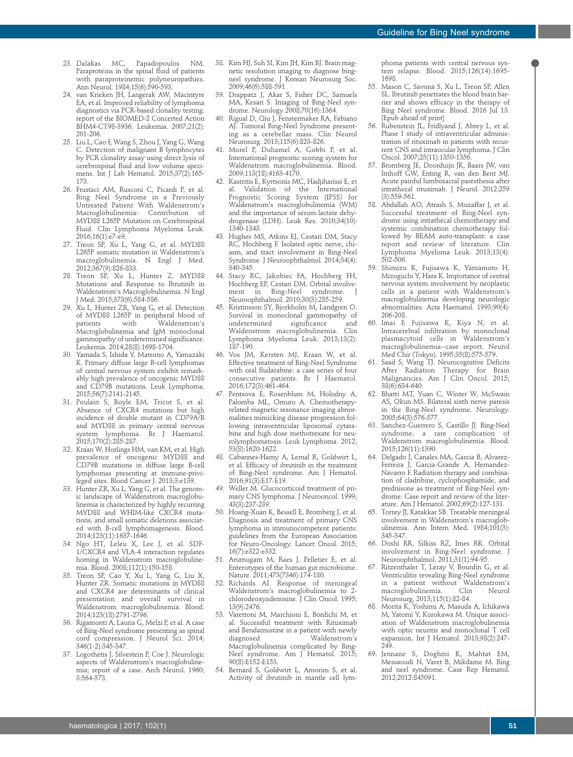23. Dalakas MC, Papadopoulos NM. Paraproteins in the spinal fluid of patients with paraproteinemic polyneuropathies. Ann Neurol. 1984;15(6):590-593.
24. van Krieken JH, Langerak AW, Macintyre EA, et al. Improved reliability of lymphoma diagnostics via PCR-based clonality testing: report of the BIOMED-2 Concerted Action BHM4-CT98-3936. Leukemia. 2007;21(2): 201-206.
25. Liu L, Cao F, Wang S, Zhou J, Yang G, Wang C. Detection of malignant B lymphocytes by PCR clonality assay using direct lysis of cerebrospinal fluid and low volume specimens. Int J Lab Hematol. 2015;37(2):165-173.
26. Frustaci AM, Rusconi C, Picardi P, et al. Bing Neel Syndrome in a Previously Untreated Patient With Waldenstrom's Macroglobulinemia: Contribution of MYD88 L265P Mutation on Cerebrospinal Fluid. Clin Lymphoma Myeloma Leuk. 2016;16(1):e7-e9.
27. Treon SP, Xu L, Yang G, et al. MYD88 L265P somatic mutation in Waldenstrom's macroglobulinemia. N Engl J Med. 2012;367(9):826-833.
28. Treon SP, Xu L, Hunter Z. MYD88 Mutations and Response to Ibrutinib in Waldenstrom's Macroglobulinemia. N Engl J Med. 2015;373(6):584-586.
29. Xu L, Hunter ZR, Yang G, et al. Detection of MYD88 L265P in peripheral blood of patients with Waldenstrom's Macroglobulinemia and IgM monoclonal gammopathy of undetermined significance. Leukemia. 2014;28(8):1698-1704.
30. Yamada S, Ishida Y, Matsuno A, Yamazaki K. Primary diffuse large B-cell lymphomas of central nervous system exhibit remarkably high prevalence of oncogenic MYD88 and CD79B mutations. Leuk Lymphoma. 2015;56(7):2141-2145.
31. Poulain S, Boyle EM, Tricot S, et al. Absence of CXCR4 mutations but high incidence of double mutant in CD79A/B and MYD88 in primary central nervous system lymphoma. Br J Haematol. 2015;170(2):285-287.
32. Kraan W, Horlings HM, van KM, et al. High prevalence of oncogenic MYD88 and CD79B mutations in diffuse large B-cell lymphomas presenting at immune-privileged sites. Blood Cancer J. 2013;3:e139.
33. Hunter ZR, Xu L, Yang G, et al. The genomic landscape of Waldenstrom macroglobulinemia is characterized by highly recurring MYD88 and WHIM-like CXCR4 mutations, and small somatic deletions associated with B-cell lymphomagenesis. Blood. 2014;123(11):1637-1646.
34. Ngo HT, Leleu X, Lee J, et al. SDF-1/CXCR4 and VLA-4 interaction regulates homing in Waldenstrom macroglobulinemia. Blood. 2008;112(1):150-158.
35. Treon SP, Cao Y, Xu L, Yang G, Liu X, Hunter ZR. Somatic mutations in MYD88 and CXCR4 are determinants of clinical presentation and overall survival in Waldenstrom macroglobulinemia. Blood. 2014;123(18):2791-2796.
36. Rigamonti A, Lauria G, Melzi P, et al. A case of Bing-Neel syndrome presenting as spinal cord compression. J Neurol Sci. 2014; 346(1-2):345-347.
37. Logothetis J, Silvestein P, Coe J. Neurologic aspects of Waldenstrom's macroglobulinemia; report of a case. Arch Neurol. 1960; 3:564-573.
38. Kim HJ, Suh SI, Kim JH, Kim BJ. Brain magnetic resolution imaging to diagnose bing-neel syndrome. J Korean Neurosurg Soc. 2009;46(6):588-591.
39. Drappatz J, Akar S, Fisher DC, Samuels MA, Kesari S. Imaging of Bing-Neel syndrome. Neurology 2008;70(16):1364.
40. Rigual D, Qiu J, Fenstermaker RA, Fabiano AJ. Tumoral Bing-Neel Syndrome presenting as a cerebellar mass. Clin Neurol Neurosurg. 2013;115(6):823-826.
41. Morel P, Duhamel A, Gobbi P, et al. International prognostic scoring system for Waldenstrom macroglobulinemia. Blood. 2009;113(18):4163-4170.
42. Kastritis E, Kyrtsonis MC, Hadjiharissi E, et al. Validation of the International Prognostic Scoring System (IPSS) for Waldenstrom's macroglobulinemia (WM) and the importance of serum lactate dehydrogenase (LDH). Leuk Res. 2010;34(10): 1340-1343.
43. Hughes MS, Atkins EJ, Cestari DM, Stacy RC, Hochberg F. Isolated optic nerve, chiasm, and tract involvement in Bing-Neel Syndrome. J Neuroophthalmol. 2014;34(4): 340-345.
44. Stacy RC, Jakobiec FA, Hochberg FH, Hochberg EP, Cestari DM. Orbital involvement in Bing-Neel syndrome. J Neuroophthalmol. 2010;30(3):255-259.
45. Kristinsson SY, Bjorkholm M, Landgren O. Survival in monoclonal gammopathy of undetermined significance and Waldenstrom macroglobulinemia. Clin Lymphoma Myeloma Leuk. 2013;13(2): 187-190.
46. Vos JM, Kersten MJ, Kraan W, et al. Effective treatment of Bing-Neel Syndrome with oral fludarabine: a case series of four consecutive patients. Br J Haematol. 2016;172(3):461-464.
47. Pentsova E, Rosenblum M, Holodny A, Palomba ML, Omuro A. Chemotherapy-related magnetic resonance imaging abnormalities mimicking disease progression following intraventricular liposomal cytarabine and high dose methotrexate for neurolymphomatosis. Leuk Lymphoma. 2012; 53(8):1620-1622.
48. Cabannes-Hamy A, Lemal R, Goldwirt L, et al. Efficacy of ibrutinib in the treatment of Bing-Neel syndrome. Am J Hematol. 2016;91(3):E17-E19.
49. Weller M. Glucocorticoid treatment of primary CNS lymphoma. J Neurooncol. 1999; 43(3):237-239.
50. Hoang-Xuan K, Bessell E, Bromberg J, et al. Diagnosis and treatment of primary CNS lymphoma in immunocompetent patients: guidelines from the European Association for Neuro-Oncology. Lancet Oncol. 2015; 16(7):e322-e332.
51. Arumugam M, Raes J, Pelletier E, et al. Enterotypes of the human gut microbiome. Nature. 2011;473(7346):174-180.
52. Richards AI. Response of meningeal Waldenstrom's macroglobulinemia to 2-chlorodeoxyadenosine. J Clin Oncol. 1995; 13(9):2476.
53. Varettoni M, Marchioni E, Bonfichi M, et al. Successful treatment with Rituximab and Bendamustine in a patient with newly diagnosed Waldenstrom's Macroglobulinemia complicated by Bing-Neel syndrome. Am J Hematol. 2015; 90(8):E152-E153.
54. Bernard S, Goldwirt L, Amorim S, et al. Activity of ibrutinib in mantle cell lymphoma patients with central nervous system relapse. Blood. 2015;126(14):1695-1698.
55. Mason C, Savona S, Xu L, Treon SP, Allen SL. Ibrutinib penetrates the blood brain barrier and shows efficacy in the therapy of Bing Neel syndrome. Blood. 2016 Jul 13. [Epub ahead of print]
56. Rubenstein JL, Fridlyand J, Abrey L, et al. Phase I study of intraventricular administration of rituximab in patients with recurrent CNS and intraocular lymphoma. J Clin Oncol. 2007;25(11):1350-1356.
57. Bromberg JE, Doorduijn JK, Baars JW, van Imhoff GW, Enting R, van den Bent MJ. Acute painful lumbosacral paresthesia after intrathecal rituximab. J Neurol. 2012;259 (3):559-561.
58. Abdallah AO, Atrash S, Muzaffar J, et al. Successful treatment of Bing-Neel syndrome using intrathecal chemotherapy and systemic combination chemotherapy followed by BEAM auto-transplant: a case report and review of literature. Clin Lymphoma Myeloma Leuk. 2013;13(4): 502-506.
59. Shimizu K, Fujisawa K, Yamamoto H, Mizoguchi Y, Hara K. Importance of central nervous system involvement by neoplastic cells in a patient with Waldenstrom's macroglobulinemia developing neurologic abnormalities. Acta Haematol. 1993;90(4): 206-208.
60. Imai F, Fujisawa K, Kiya N, et al. Intracerebral infiltration by monoclonal plasmacytoid cells in Waldenstrom's macroglobulinemia--case report. Neurol Med Chir (Tokyo). 1995;35(8):575-579.
61. Saad S, Wang TJ. Neurocognitive Deficits After Radiation Therapy for Brain Malignancies. Am J Clin Oncol. 2015; 38(6):634-640.
62. Bhatti MT, Yuan C, Winter W, McSwain AS, Okun MS. Bilateral sixth nerve paresis in the Bing-Neel syndrome. Neurology. 2005;64(3):576-577.
63. Sanchez-Guerrero S, Castillo JJ. Bing-Neel syndrome: a rare complication of Waldenstrom macroglobulinemia. Blood. 2015;126(11):1390.
64. Delgado J, Canales MA, Garcia B, Alvarez-Ferreira J, Garcia-Grande A, Hernandez-Navarro F. Radiation therapy and combination of cladribine, cyclophosphamide, and prednisone as treatment of Bing-Neel syndrome: Case report and review of the literature. Am J Hematol. 2002;69(2):127-131.
65. Torrey JJ, Katakkar SB. Treatable meningeal involvement in Waldenstrom's macroglobulinemia. Ann Intern Med. 1984;101(3): 345-347.
66. Doshi RR, Silkiss RZ, Imes RK. Orbital involvement in Bing-Neel syndrome. J Neuroophthalmol. 2011;31(1):94-95.
67. Ritzenthaler T, Leray V, Bourdin G, et al. Ventriculitis revealing Bing-Neel syndrome in a patient without Waldenstrom's macroglobulinemia. Clin Neurol Neurosurg. 2013;115(1):82-84.
68. Morita K, Yoshimi A, Masuda A, Ichikawa M, Yatomi Y, Kurokawa M. Unique association of Waldenstrom macroglobulinemia with optic neuritis and monoclonal T cell expansion. Int J Hematol. 2013;98(2):247-249.
69. Jennane S, Doghmi K, Mahtat EM, Messaoudi N, Varet B, Mikdame M. Bing and neel syndrome. Case Rep Hematol. 2012;2012:845091.